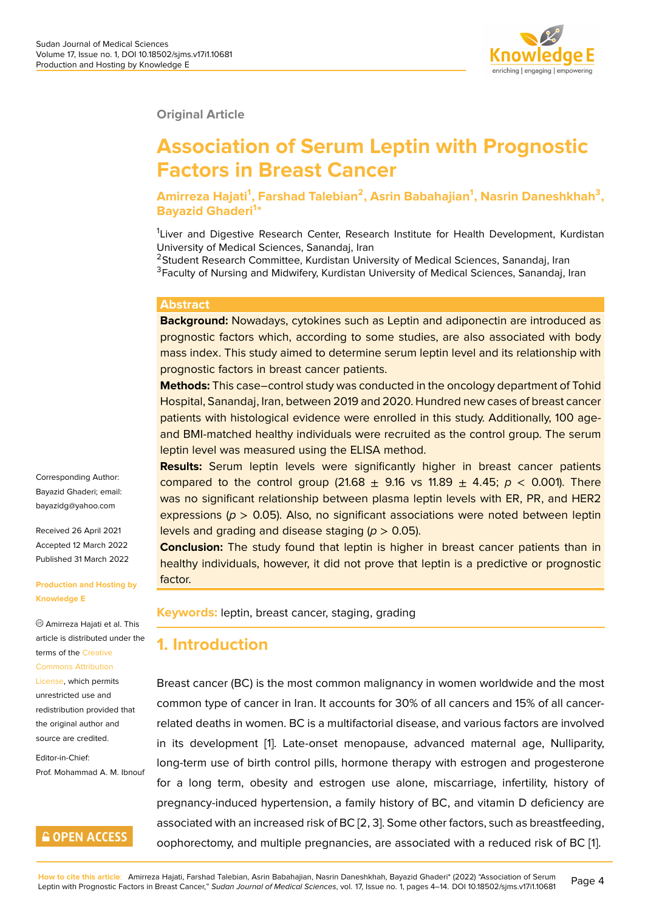Original Article

# Association of Serum Leptin with Prognostic Factors in Breast Cancer

**Amirreza Hajati[1], Farshad Talebian[2], Asrin Babahajian[1], Nasrin Daneshkhah[3], Bayazid Ghaderi[1*]**

[1]Liver and Digestive Research Center, Research Institute for Health Development, Kurdistan University of Medical Sciences, Sanandaj, Iran
[2]Student Research Committee, Kurdistan University of Medical Sciences, Sanandaj, Iran
[3]Faculty of Nursing and Midwifery, Kurdistan University of Medical Sciences, Sanandaj, Iran

Corresponding Author: Bayazid Ghaderi; email: bayazidg@yahoo.com

Received 26 April 2021
Accepted 12 March 2022
Published 31 March 2022

**Production and Hosting by Knowledge E**

© Amirreza Hajati et al. This article is distributed under the terms of the Creative Commons Attribution License, which permits unrestricted use and redistribution provided that the original author and source are credited.

Editor-in-Chief:
Prof. Mohammad A. M. Ibnouf

OPEN ACCESS

## Abstract

**Background:** Nowadays, cytokines such as Leptin and adiponectin are introduced as prognostic factors which, according to some studies, are also associated with body mass index. This study aimed to determine serum leptin level and its relationship with prognostic factors in breast cancer patients.

**Methods:** This case–control study was conducted in the oncology department of Tohid Hospital, Sanandaj, Iran, between 2019 and 2020. Hundred new cases of breast cancer patients with histological evidence were enrolled in this study. Additionally, 100 age- and BMI-matched healthy individuals were recruited as the control group. The serum leptin level was measured using the ELISA method.

**Results:** Serum leptin levels were significantly higher in breast cancer patients compared to the control group (21.68 $\pm$ 9.16 vs 11.89 $\pm$ 4.45; $p < 0.001$). There was no significant relationship between plasma leptin levels with ER, PR, and HER2 expressions ($p > 0.05$). Also, no significant associations were noted between leptin levels and grading and disease staging ($p > 0.05$).

**Conclusion:** The study found that leptin is higher in breast cancer patients than in healthy individuals, however, it did not prove that leptin is a predictive or prognostic factor.

**Keywords:** leptin, breast cancer, staging, grading

## 1. Introduction

Breast cancer (BC) is the most common malignancy in women worldwide and the most common type of cancer in Iran. It accounts for 30% of all cancers and 15% of all cancer-related deaths in women. BC is a multifactorial disease, and various factors are involved in its development [1]. Late-onset menopause, advanced maternal age, Nulliparity, long-term use of birth control pills, hormone therapy with estrogen and progesterone for a long term, obesity and estrogen use alone, miscarriage, infertility, history of pregnancy-induced hypertension, a family history of BC, and vitamin D deficiency are associated with an increased risk of BC [2, 3]. Some other factors, such as breastfeeding, oophorectomy, and multiple pregnancies, are associated with a reduced risk of BC [1].

**How to cite this article**: Amirreza Hajati, Farshad Talebian, Asrin Babahajian, Nasrin Daneshkhah, Bayazid Ghaderi* (2022) "Association of Serum Leptin with Prognostic Factors in Breast Cancer," *Sudan Journal of Medical Sciences*, vol. 17, Issue no. 1, pages 4–14. DOI 10.18502/sjms.v17i1.10681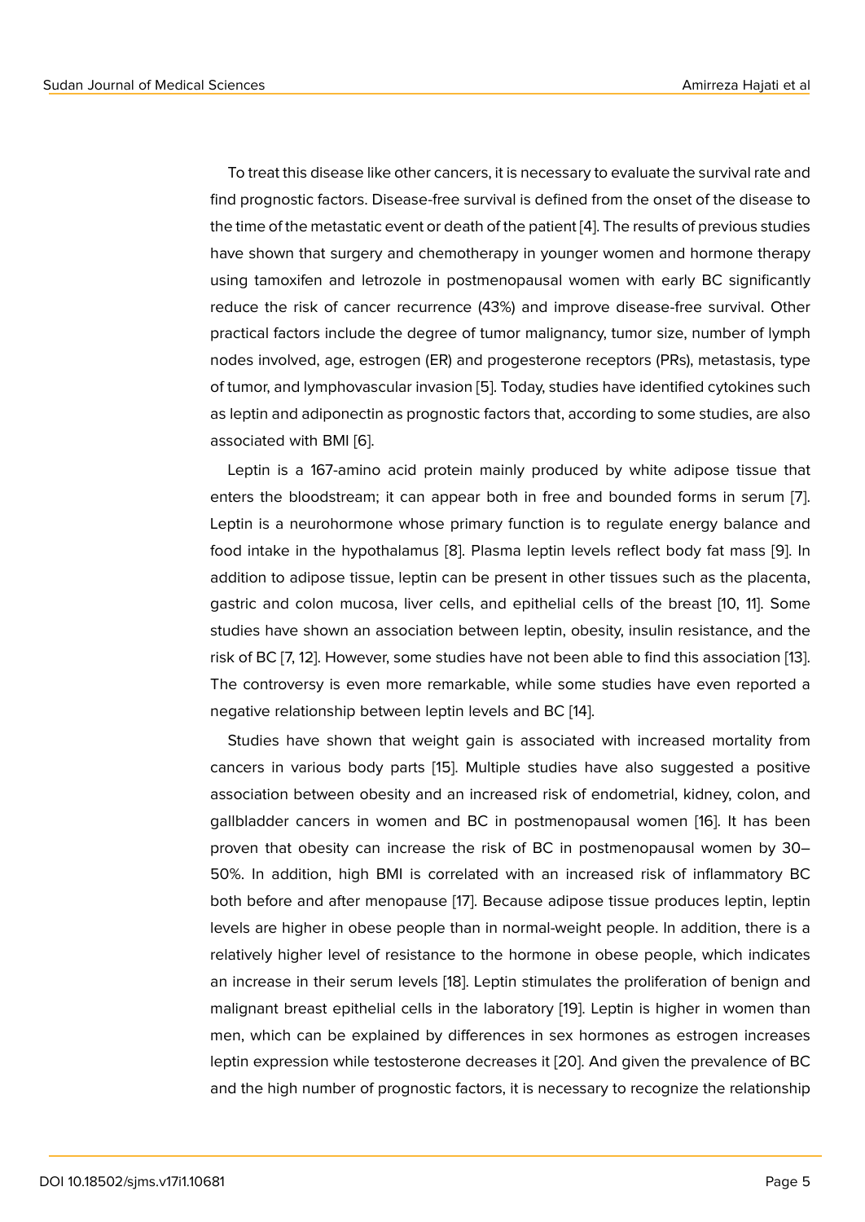To treat this disease like other cancers, it is necessary to evaluate the survival rate and find prognostic factors. Disease-free survival is defined from the onset of the disease to the time of the metastatic event or death of the patient [4]. The results of previous studies have shown that surgery and chemotherapy in younger women and hormone therapy using tamoxifen and letrozole in postmenopausal women with early BC significantly reduce the risk of cancer recurrence (43%) and improve disease-free survival. Other practical factors include the degree of tumor malignancy, tumor size, number of lymph nodes involved, age, estrogen (ER) and progesterone receptors (PRs), metastasis, type of tumor, and lymphovascular invasion [5]. Today, studies have identified cytokines such as leptin and adiponectin as prognostic factors that, according to some studies, are also associated with BMI [6].

Leptin is a 167-amino acid protein mainly produced by white adipose tissue that enters the bloodstream; it can appear both in free and bounded forms in serum [7]. Leptin is a neurohormone whose primary function is to regulate energy balance and food intake in the hypothalamus [8]. Plasma leptin levels reflect body fat mass [9]. In addition to adipose tissue, leptin can be present in other tissues such as the placenta, gastric and colon mucosa, liver cells, and epithelial cells of the breast [10, 11]. Some studies have shown an association between leptin, obesity, insulin resistance, and the risk of BC [7, 12]. However, some studies have not been able to find this association [13]. The controversy is even more remarkable, while some studies have even reported a negative relationship between leptin levels and BC [14].

Studies have shown that weight gain is associated with increased mortality from cancers in various body parts [15]. Multiple studies have also suggested a positive association between obesity and an increased risk of endometrial, kidney, colon, and gallbladder cancers in women and BC in postmenopausal women [16]. It has been proven that obesity can increase the risk of BC in postmenopausal women by 30–50%. In addition, high BMI is correlated with an increased risk of inflammatory BC both before and after menopause [17]. Because adipose tissue produces leptin, leptin levels are higher in obese people than in normal-weight people. In addition, there is a relatively higher level of resistance to the hormone in obese people, which indicates an increase in their serum levels [18]. Leptin stimulates the proliferation of benign and malignant breast epithelial cells in the laboratory [19]. Leptin is higher in women than men, which can be explained by differences in sex hormones as estrogen increases leptin expression while testosterone decreases it [20]. And given the prevalence of BC and the high number of prognostic factors, it is necessary to recognize the relationship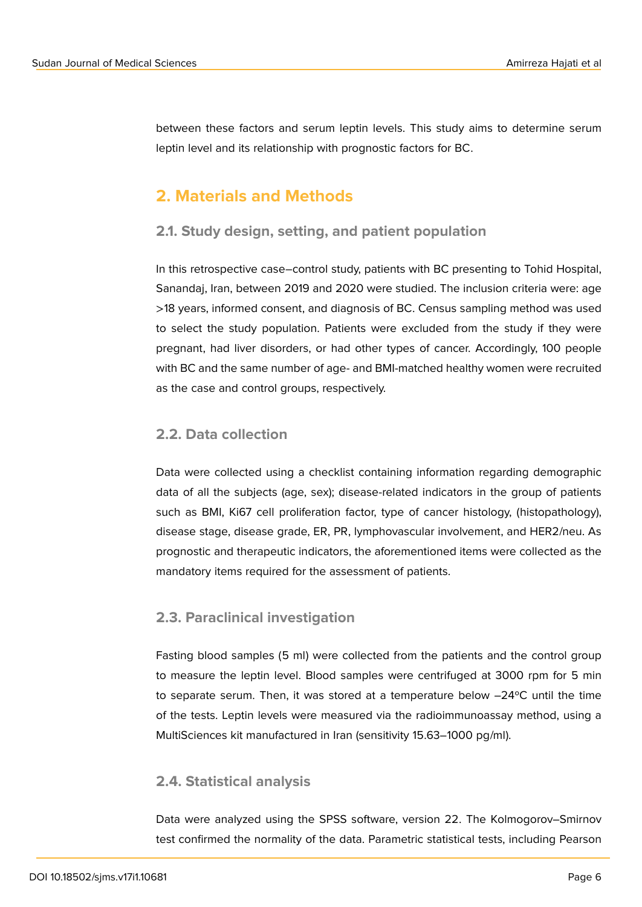between these factors and serum leptin levels. This study aims to determine serum leptin level and its relationship with prognostic factors for BC.

## 2. Materials and Methods

### 2.1. Study design, setting, and patient population

In this retrospective case–control study, patients with BC presenting to Tohid Hospital, Sanandaj, Iran, between 2019 and 2020 were studied. The inclusion criteria were: age >18 years, informed consent, and diagnosis of BC. Census sampling method was used to select the study population. Patients were excluded from the study if they were pregnant, had liver disorders, or had other types of cancer. Accordingly, 100 people with BC and the same number of age- and BMI-matched healthy women were recruited as the case and control groups, respectively.

### 2.2. Data collection

Data were collected using a checklist containing information regarding demographic data of all the subjects (age, sex); disease-related indicators in the group of patients such as BMI, Ki67 cell proliferation factor, type of cancer histology, (histopathology), disease stage, disease grade, ER, PR, lymphovascular involvement, and HER2/neu. As prognostic and therapeutic indicators, the aforementioned items were collected as the mandatory items required for the assessment of patients.

### 2.3. Paraclinical investigation

Fasting blood samples (5 ml) were collected from the patients and the control group to measure the leptin level. Blood samples were centrifuged at 3000 rpm for 5 min to separate serum. Then, it was stored at a temperature below –24ºC until the time of the tests. Leptin levels were measured via the radioimmunoassay method, using a MultiSciences kit manufactured in Iran (sensitivity 15.63–1000 pg/ml).

### 2.4. Statistical analysis

Data were analyzed using the SPSS software, version 22. The Kolmogorov–Smirnov test confirmed the normality of the data. Parametric statistical tests, including Pearson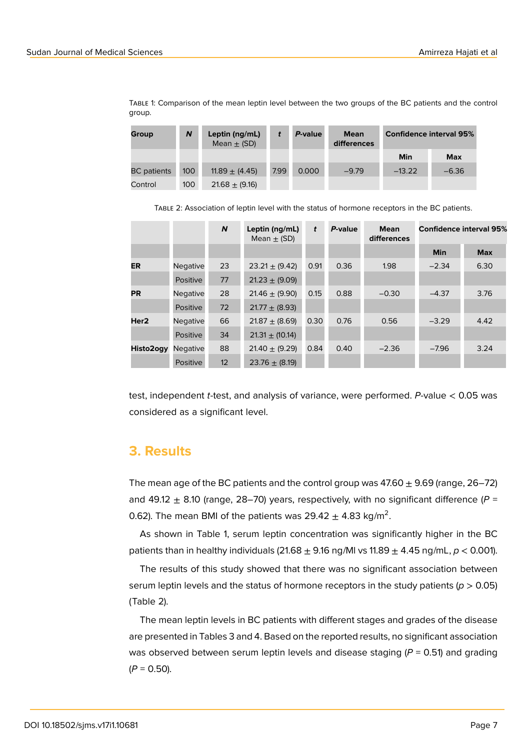Table 1: Comparison of the mean leptin level between the two groups of the BC patients and the control group.

| Group | *N* | Leptin (ng/mL) Mean ± (SD) | *t* | *P*-value | Mean differences | Confidence interval 95% | |
|---|---|---|---|---|---|---|---|
| | | | | | | Min | Max |
| BC patients | 100 | 11.89 ± (4.45) | 7.99 | 0.000 | −9.79 | −13.22 | −6.36 |
| Control | 100 | 21.68 ± (9.16) | | | | | |

Table 2: Association of leptin level with the status of hormone receptors in the BC patients.

| | | *N* | Leptin (ng/mL) Mean ± (SD) | *t* | *P*-value | Mean differences | Confidence interval 95% | |
|---|---|---|---|---|---|---|---|---|
| | | | | | | | Min | Max |
| **ER** | Negative | 23 | 23.21 ± (9.42) | 0.91 | 0.36 | 1.98 | −2.34 | 6.30 |
| | Positive | 77 | 21.23 ± (9.09) | | | | | |
| **PR** | Negative | 28 | 21.46 ± (9.90) | 0.15 | 0.88 | −0.30 | −4.37 | 3.76 |
| | Positive | 72 | 21.77 ± (8.93) | | | | | |
| **Her2** | Negative | 66 | 21.87 ± (8.69) | 0.30 | 0.76 | 0.56 | −3.29 | 4.42 |
| | Positive | 34 | 21.31 ± (10.14) | | | | | |
| **Histo2ogy** | Negative | 88 | 21.40 ± (9.29) | 0.84 | 0.40 | −2.36 | −7.96 | 3.24 |
| | Positive | 12 | 23.76 ± (8.19) | | | | | |

test, independent *t*-test, and analysis of variance, were performed. *P*-value < 0.05 was considered as a significant level.

## 3. Results

The mean age of the BC patients and the control group was 47.60 ± 9.69 (range, 26–72) and 49.12 ± 8.10 (range, 28–70) years, respectively, with no significant difference ($P$ = 0.62). The mean BMI of the patients was 29.42 ± 4.83 kg/m$^2$.

As shown in Table 1, serum leptin concentration was significantly higher in the BC patients than in healthy individuals (21.68 ± 9.16 ng/Ml vs 11.89 ± 4.45 ng/mL, $p < 0.001$).

The results of this study showed that there was no significant association between serum leptin levels and the status of hormone receptors in the study patients ($p > 0.05$) (Table 2).

The mean leptin levels in BC patients with different stages and grades of the disease are presented in Tables 3 and 4. Based on the reported results, no significant association was observed between serum leptin levels and disease staging ($P$ = 0.51) and grading ($P$ = 0.50).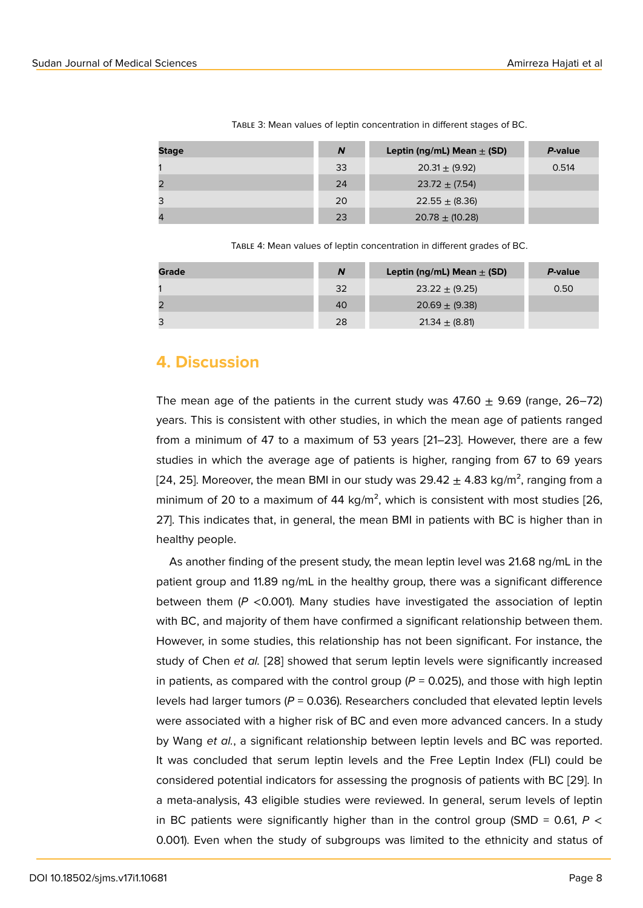Table 3: Mean values of leptin concentration in different stages of BC.

| Stage | *N* | Leptin (ng/mL) Mean ± (SD) | *P*-value |
|---|---|---|---|
| 1 | 33 | 20.31 ± (9.92) | 0.514 |
| 2 | 24 | 23.72 ± (7.54) | |
| 3 | 20 | 22.55 ± (8.36) | |
| 4 | 23 | 20.78 ± (10.28) | |

Table 4: Mean values of leptin concentration in different grades of BC.

| Grade | *N* | Leptin (ng/mL) Mean ± (SD) | *P*-value |
|---|---|---|---|
| 1 | 32 | 23.22 ± (9.25) | 0.50 |
| 2 | 40 | 20.69 ± (9.38) | |
| 3 | 28 | 21.34 ± (8.81) | |

## 4. Discussion

The mean age of the patients in the current study was 47.60 ± 9.69 (range, 26–72) years. This is consistent with other studies, in which the mean age of patients ranged from a minimum of 47 to a maximum of 53 years [21–23]. However, there are a few studies in which the average age of patients is higher, ranging from 67 to 69 years [24, 25]. Moreover, the mean BMI in our study was 29.42 ± 4.83 kg/m$^2$, ranging from a minimum of 20 to a maximum of 44 kg/m$^2$, which is consistent with most studies [26, 27]. This indicates that, in general, the mean BMI in patients with BC is higher than in healthy people.

As another finding of the present study, the mean leptin level was 21.68 ng/mL in the patient group and 11.89 ng/mL in the healthy group, there was a significant difference between them ($P < 0.001$). Many studies have investigated the association of leptin with BC, and majority of them have confirmed a significant relationship between them. However, in some studies, this relationship has not been significant. For instance, the study of Chen *et al.* [28] showed that serum leptin levels were significantly increased in patients, as compared with the control group ($P = 0.025$), and those with high leptin levels had larger tumors ($P = 0.036$). Researchers concluded that elevated leptin levels were associated with a higher risk of BC and even more advanced cancers. In a study by Wang *et al.*, a significant relationship between leptin levels and BC was reported. It was concluded that serum leptin levels and the Free Leptin Index (FLI) could be considered potential indicators for assessing the prognosis of patients with BC [29]. In a meta-analysis, 43 eligible studies were reviewed. In general, serum levels of leptin in BC patients were significantly higher than in the control group (SMD = 0.61, $P < 0.001$). Even when the study of subgroups was limited to the ethnicity and status of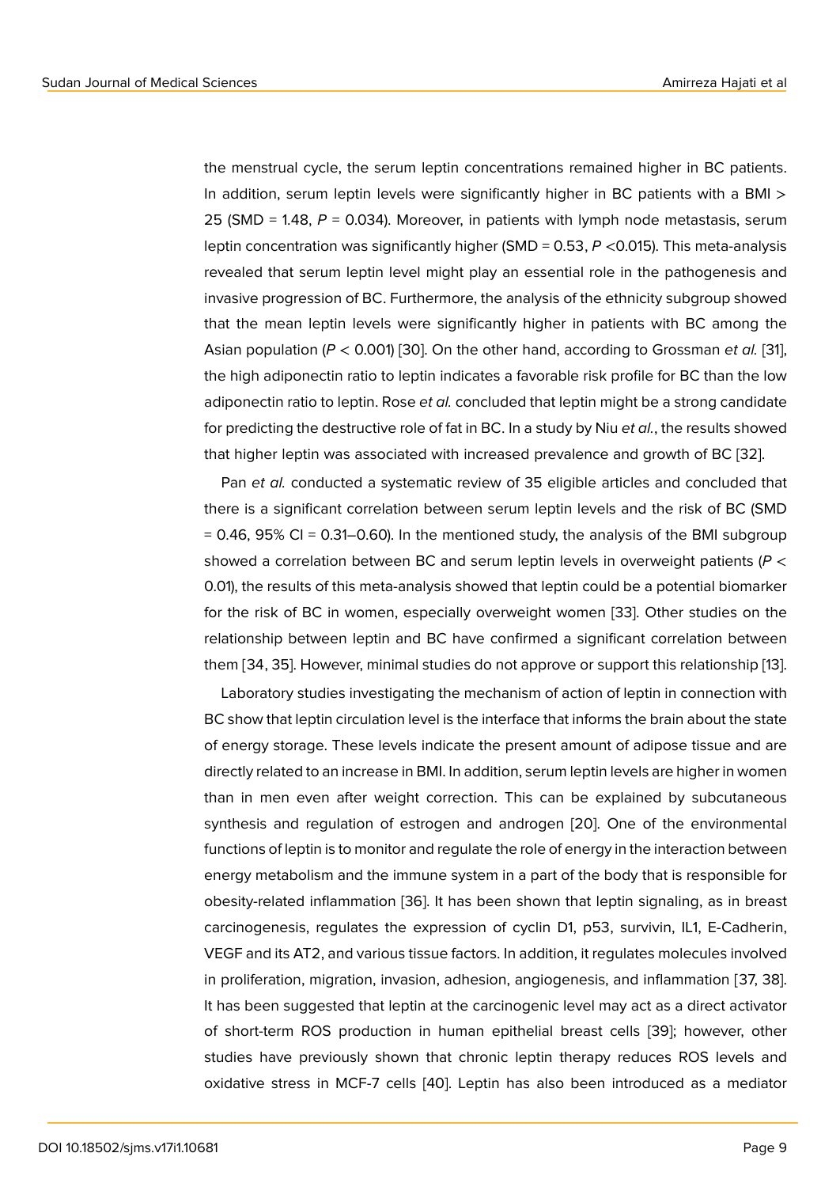the menstrual cycle, the serum leptin concentrations remained higher in BC patients. In addition, serum leptin levels were significantly higher in BC patients with a BMI > 25 (SMD = 1.48, *P* = 0.034). Moreover, in patients with lymph node metastasis, serum leptin concentration was significantly higher (SMD = 0.53, *P* <0.015). This meta-analysis revealed that serum leptin level might play an essential role in the pathogenesis and invasive progression of BC. Furthermore, the analysis of the ethnicity subgroup showed that the mean leptin levels were significantly higher in patients with BC among the Asian population (*P* < 0.001) [30]. On the other hand, according to Grossman *et al.* [31], the high adiponectin ratio to leptin indicates a favorable risk profile for BC than the low adiponectin ratio to leptin. Rose *et al.* concluded that leptin might be a strong candidate for predicting the destructive role of fat in BC. In a study by Niu *et al.*, the results showed that higher leptin was associated with increased prevalence and growth of BC [32].

Pan *et al.* conducted a systematic review of 35 eligible articles and concluded that there is a significant correlation between serum leptin levels and the risk of BC (SMD = 0.46, 95% CI = 0.31–0.60). In the mentioned study, the analysis of the BMI subgroup showed a correlation between BC and serum leptin levels in overweight patients (*P* < 0.01), the results of this meta-analysis showed that leptin could be a potential biomarker for the risk of BC in women, especially overweight women [33]. Other studies on the relationship between leptin and BC have confirmed a significant correlation between them [34, 35]. However, minimal studies do not approve or support this relationship [13].

Laboratory studies investigating the mechanism of action of leptin in connection with BC show that leptin circulation level is the interface that informs the brain about the state of energy storage. These levels indicate the present amount of adipose tissue and are directly related to an increase in BMI. In addition, serum leptin levels are higher in women than in men even after weight correction. This can be explained by subcutaneous synthesis and regulation of estrogen and androgen [20]. One of the environmental functions of leptin is to monitor and regulate the role of energy in the interaction between energy metabolism and the immune system in a part of the body that is responsible for obesity-related inflammation [36]. It has been shown that leptin signaling, as in breast carcinogenesis, regulates the expression of cyclin D1, p53, survivin, IL1, E-Cadherin, VEGF and its AT2, and various tissue factors. In addition, it regulates molecules involved in proliferation, migration, invasion, adhesion, angiogenesis, and inflammation [37, 38]. It has been suggested that leptin at the carcinogenic level may act as a direct activator of short-term ROS production in human epithelial breast cells [39]; however, other studies have previously shown that chronic leptin therapy reduces ROS levels and oxidative stress in MCF-7 cells [40]. Leptin has also been introduced as a mediator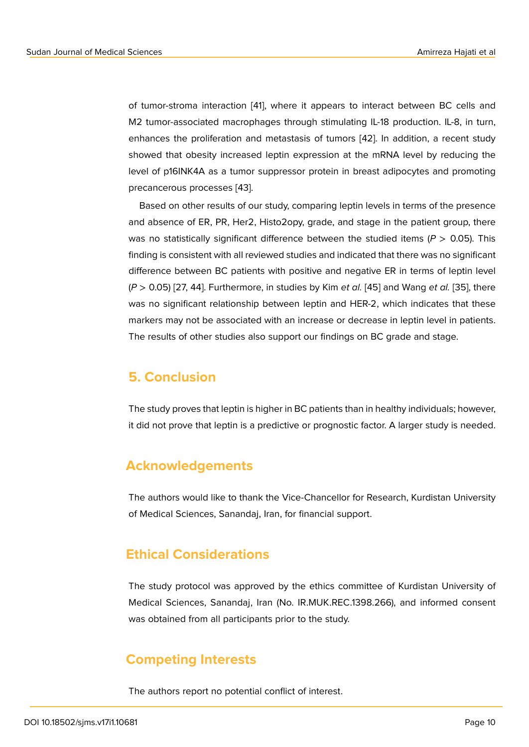of tumor-stroma interaction [41], where it appears to interact between BC cells and M2 tumor-associated macrophages through stimulating IL-18 production. IL-8, in turn, enhances the proliferation and metastasis of tumors [42]. In addition, a recent study showed that obesity increased leptin expression at the mRNA level by reducing the level of p16INK4A as a tumor suppressor protein in breast adipocytes and promoting precancerous processes [43].

Based on other results of our study, comparing leptin levels in terms of the presence and absence of ER, PR, Her2, Histo2opy, grade, and stage in the patient group, there was no statistically significant difference between the studied items ($P > 0.05$). This finding is consistent with all reviewed studies and indicated that there was no significant difference between BC patients with positive and negative ER in terms of leptin level ($P > 0.05$) [27, 44]. Furthermore, in studies by Kim *et al.* [45] and Wang *et al.* [35], there was no significant relationship between leptin and HER-2, which indicates that these markers may not be associated with an increase or decrease in leptin level in patients. The results of other studies also support our findings on BC grade and stage.

## 5. Conclusion

The study proves that leptin is higher in BC patients than in healthy individuals; however, it did not prove that leptin is a predictive or prognostic factor. A larger study is needed.

## Acknowledgements

The authors would like to thank the Vice-Chancellor for Research, Kurdistan University of Medical Sciences, Sanandaj, Iran, for financial support.

## Ethical Considerations

The study protocol was approved by the ethics committee of Kurdistan University of Medical Sciences, Sanandaj, Iran (No. IR.MUK.REC.1398.266), and informed consent was obtained from all participants prior to the study.

## Competing Interests

The authors report no potential conflict of interest.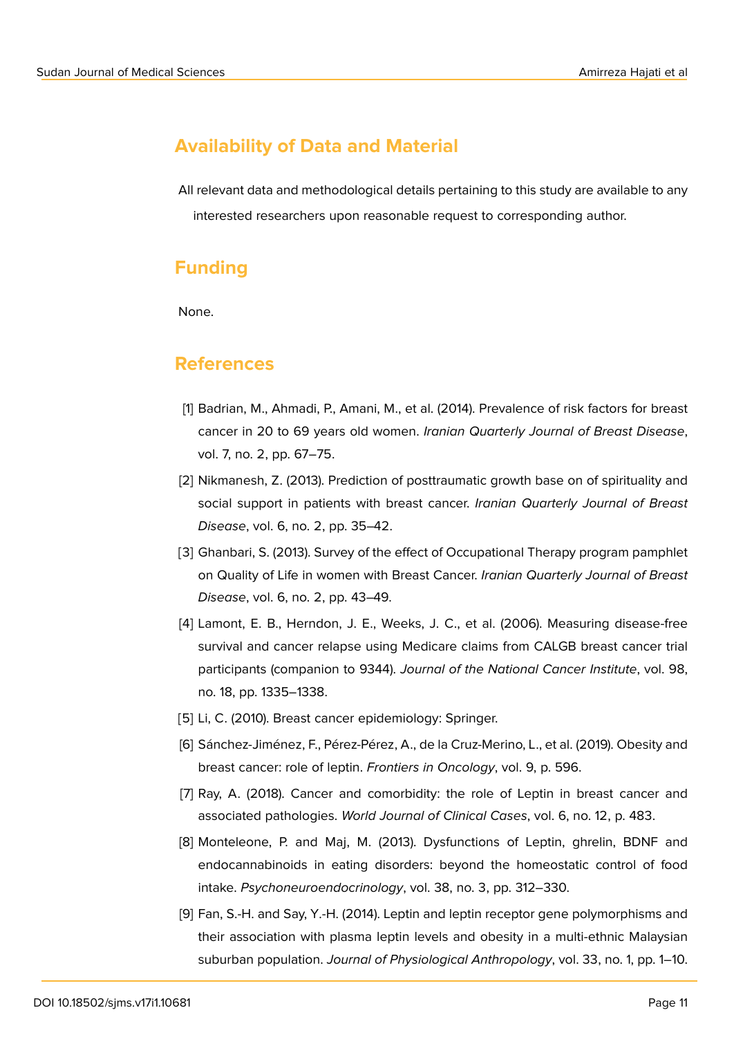## Availability of Data and Material

All relevant data and methodological details pertaining to this study are available to any interested researchers upon reasonable request to corresponding author.

## Funding

None.

## References

[1] Badrian, M., Ahmadi, P., Amani, M., et al. (2014). Prevalence of risk factors for breast cancer in 20 to 69 years old women. *Iranian Quarterly Journal of Breast Disease*, vol. 7, no. 2, pp. 67–75.

[2] Nikmanesh, Z. (2013). Prediction of posttraumatic growth base on of spirituality and social support in patients with breast cancer. *Iranian Quarterly Journal of Breast Disease*, vol. 6, no. 2, pp. 35–42.

[3] Ghanbari, S. (2013). Survey of the effect of Occupational Therapy program pamphlet on Quality of Life in women with Breast Cancer. *Iranian Quarterly Journal of Breast Disease*, vol. 6, no. 2, pp. 43–49.

[4] Lamont, E. B., Herndon, J. E., Weeks, J. C., et al. (2006). Measuring disease-free survival and cancer relapse using Medicare claims from CALGB breast cancer trial participants (companion to 9344). *Journal of the National Cancer Institute*, vol. 98, no. 18, pp. 1335–1338.

[5] Li, C. (2010). Breast cancer epidemiology: Springer.

[6] Sánchez-Jiménez, F., Pérez-Pérez, A., de la Cruz-Merino, L., et al. (2019). Obesity and breast cancer: role of leptin. *Frontiers in Oncology*, vol. 9, p. 596.

[7] Ray, A. (2018). Cancer and comorbidity: the role of Leptin in breast cancer and associated pathologies. *World Journal of Clinical Cases*, vol. 6, no. 12, p. 483.

[8] Monteleone, P. and Maj, M. (2013). Dysfunctions of Leptin, ghrelin, BDNF and endocannabinoids in eating disorders: beyond the homeostatic control of food intake. *Psychoneuroendocrinology*, vol. 38, no. 3, pp. 312–330.

[9] Fan, S.-H. and Say, Y.-H. (2014). Leptin and leptin receptor gene polymorphisms and their association with plasma leptin levels and obesity in a multi-ethnic Malaysian suburban population. *Journal of Physiological Anthropology*, vol. 33, no. 1, pp. 1–10.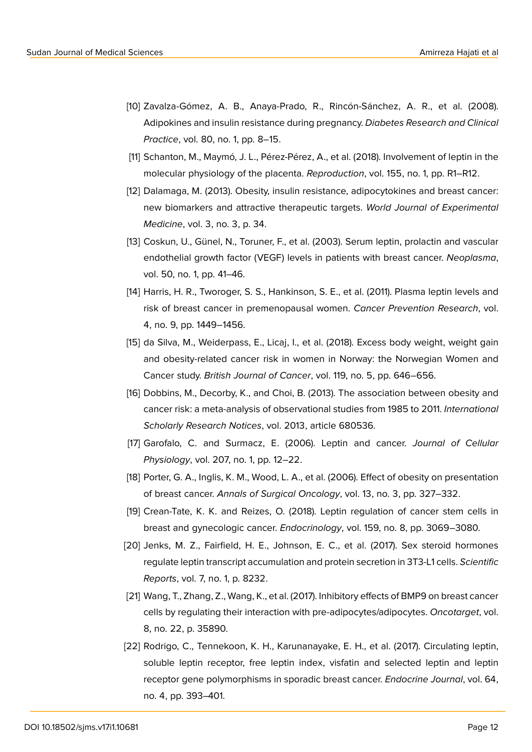[10] Zavalza-Gómez, A. B., Anaya-Prado, R., Rincón-Sánchez, A. R., et al. (2008). Adipokines and insulin resistance during pregnancy. *Diabetes Research and Clinical Practice*, vol. 80, no. 1, pp. 8–15.

[11] Schanton, M., Maymó, J. L., Pérez-Pérez, A., et al. (2018). Involvement of leptin in the molecular physiology of the placenta. *Reproduction*, vol. 155, no. 1, pp. R1–R12.

[12] Dalamaga, M. (2013). Obesity, insulin resistance, adipocytokines and breast cancer: new biomarkers and attractive therapeutic targets. *World Journal of Experimental Medicine*, vol. 3, no. 3, p. 34.

[13] Coskun, U., Günel, N., Toruner, F., et al. (2003). Serum leptin, prolactin and vascular endothelial growth factor (VEGF) levels in patients with breast cancer. *Neoplasma*, vol. 50, no. 1, pp. 41–46.

[14] Harris, H. R., Tworoger, S. S., Hankinson, S. E., et al. (2011). Plasma leptin levels and risk of breast cancer in premenopausal women. *Cancer Prevention Research*, vol. 4, no. 9, pp. 1449–1456.

[15] da Silva, M., Weiderpass, E., Licaj, I., et al. (2018). Excess body weight, weight gain and obesity-related cancer risk in women in Norway: the Norwegian Women and Cancer study. *British Journal of Cancer*, vol. 119, no. 5, pp. 646–656.

[16] Dobbins, M., Decorby, K., and Choi, B. (2013). The association between obesity and cancer risk: a meta-analysis of observational studies from 1985 to 2011. *International Scholarly Research Notices*, vol. 2013, article 680536.

[17] Garofalo, C. and Surmacz, E. (2006). Leptin and cancer. *Journal of Cellular Physiology*, vol. 207, no. 1, pp. 12–22.

[18] Porter, G. A., Inglis, K. M., Wood, L. A., et al. (2006). Effect of obesity on presentation of breast cancer. *Annals of Surgical Oncology*, vol. 13, no. 3, pp. 327–332.

[19] Crean-Tate, K. K. and Reizes, O. (2018). Leptin regulation of cancer stem cells in breast and gynecologic cancer. *Endocrinology*, vol. 159, no. 8, pp. 3069–3080.

[20] Jenks, M. Z., Fairfield, H. E., Johnson, E. C., et al. (2017). Sex steroid hormones regulate leptin transcript accumulation and protein secretion in 3T3-L1 cells. *Scientific Reports*, vol. 7, no. 1, p. 8232.

[21] Wang, T., Zhang, Z., Wang, K., et al. (2017). Inhibitory effects of BMP9 on breast cancer cells by regulating their interaction with pre-adipocytes/adipocytes. *Oncotarget*, vol. 8, no. 22, p. 35890.

[22] Rodrigo, C., Tennekoon, K. H., Karunanayake, E. H., et al. (2017). Circulating leptin, soluble leptin receptor, free leptin index, visfatin and selected leptin and leptin receptor gene polymorphisms in sporadic breast cancer. *Endocrine Journal*, vol. 64, no. 4, pp. 393–401.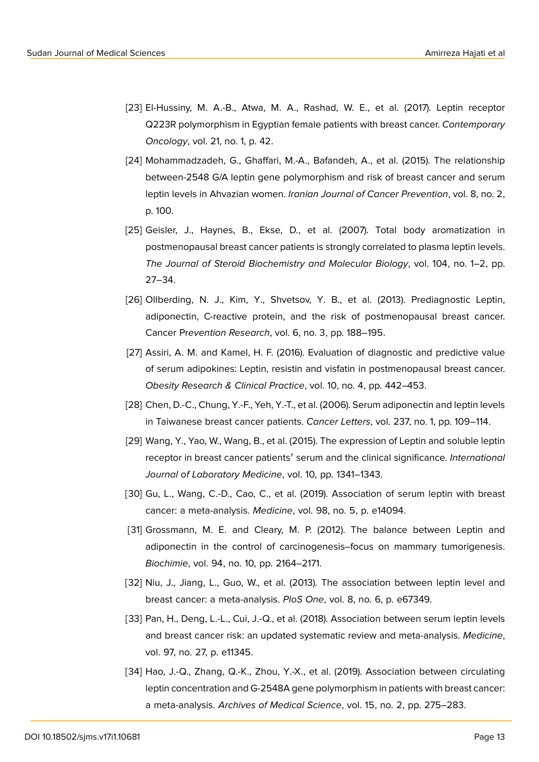[23] El-Hussiny, M. A.-B., Atwa, M. A., Rashad, W. E., et al. (2017). Leptin receptor Q223R polymorphism in Egyptian female patients with breast cancer. *Contemporary Oncology*, vol. 21, no. 1, p. 42.

[24] Mohammadzadeh, G., Ghaffari, M.-A., Bafandeh, A., et al. (2015). The relationship between-2548 G/A leptin gene polymorphism and risk of breast cancer and serum leptin levels in Ahvazian women. *Iranian Journal of Cancer Prevention*, vol. 8, no. 2, p. 100.

[25] Geisler, J., Haynes, B., Ekse, D., et al. (2007). Total body aromatization in postmenopausal breast cancer patients is strongly correlated to plasma leptin levels. *The Journal of Steroid Biochemistry and Molecular Biology*, vol. 104, no. 1–2, pp. 27–34.

[26] Ollberding, N. J., Kim, Y., Shvetsov, Y. B., et al. (2013). Prediagnostic Leptin, adiponectin, C-reactive protein, and the risk of postmenopausal breast cancer. Cancer Pr*evention Research*, vol. 6, no. 3, pp. 188–195.

[27] Assiri, A. M. and Kamel, H. F. (2016). Evaluation of diagnostic and predictive value of serum adipokines: Leptin, resistin and visfatin in postmenopausal breast cancer. *Obesity Research & Clinical Practice*, vol. 10, no. 4, pp. 442–453.

[28] Chen, D.-C., Chung, Y.-F., Yeh, Y.-T., et al. (2006). Serum adiponectin and leptin levels in Taiwanese breast cancer patients. *Cancer Letters*, vol. 237, no. 1, pp. 109–114.

[29] Wang, Y., Yao, W., Wang, B., et al. (2015). The expression of Leptin and soluble leptin receptor in breast cancer patients′ serum and the clinical significance. *International Journal of Laboratory Medicine*, vol. 10, pp. 1341–1343.

[30] Gu, L., Wang, C.-D., Cao, C., et al. (2019). Association of serum leptin with breast cancer: a meta-analysis. *Medicine*, vol. 98, no. 5, p. e14094.

[31] Grossmann, M. E. and Cleary, M. P. (2012). The balance between Leptin and adiponectin in the control of carcinogenesis–focus on mammary tumorigenesis. *Biochimie*, vol. 94, no. 10, pp. 2164–2171.

[32] Niu, J., Jiang, L., Guo, W., et al. (2013). The association between leptin level and breast cancer: a meta-analysis. *PloS One*, vol. 8, no. 6, p. e67349.

[33] Pan, H., Deng, L.-L., Cui, J.-Q., et al. (2018). Association between serum leptin levels and breast cancer risk: an updated systematic review and meta-analysis. *Medicine*, vol. 97, no. 27, p. e11345.

[34] Hao, J.-Q., Zhang, Q.-K., Zhou, Y.-X., et al. (2019). Association between circulating leptin concentration and G-2548A gene polymorphism in patients with breast cancer: a meta-analysis. *Archives of Medical Science*, vol. 15, no. 2, pp. 275–283.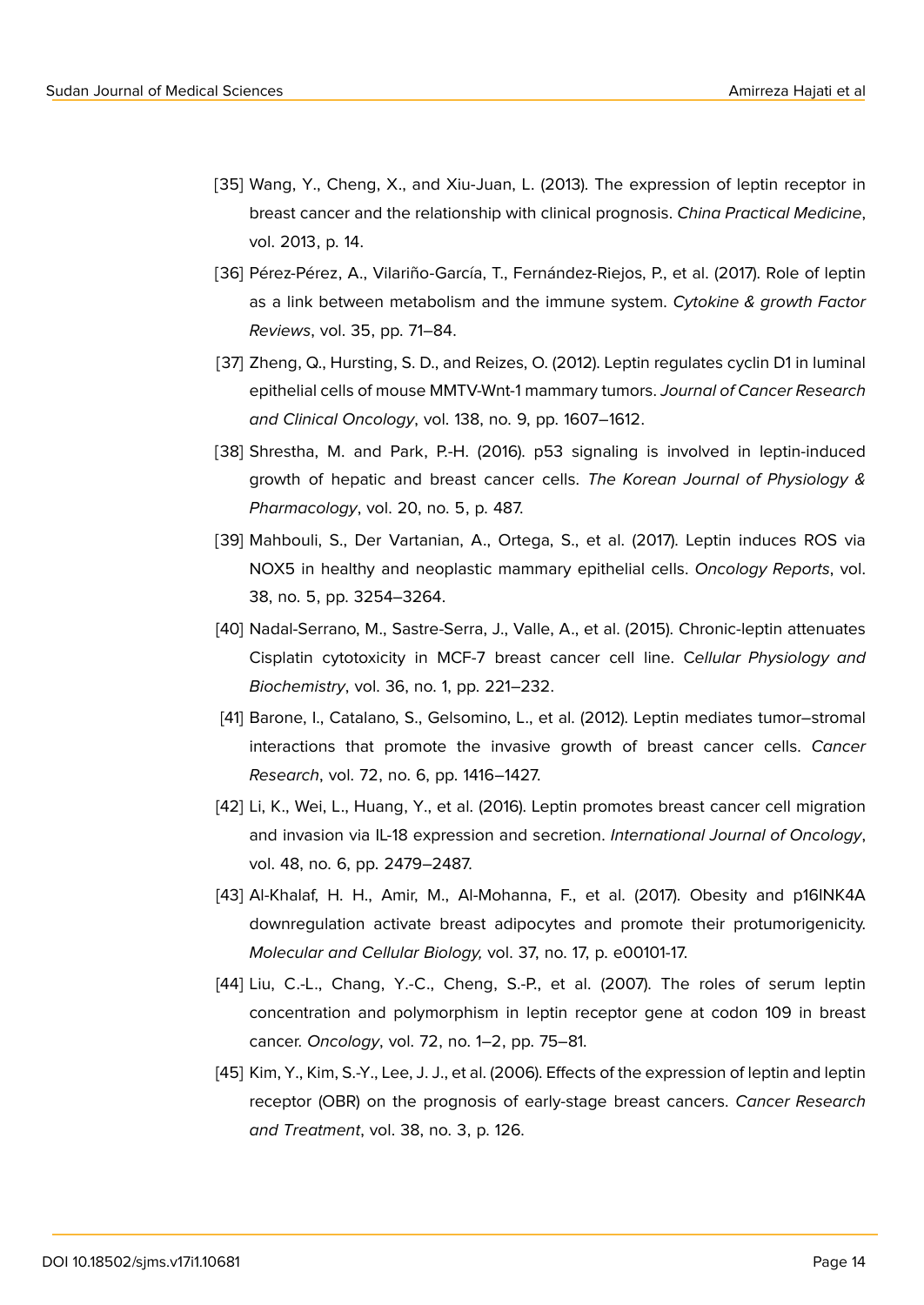[35] Wang, Y., Cheng, X., and Xiu-Juan, L. (2013). The expression of leptin receptor in breast cancer and the relationship with clinical prognosis. *China Practical Medicine*, vol. 2013, p. 14.

[36] Pérez-Pérez, A., Vilariño-García, T., Fernández-Riejos, P., et al. (2017). Role of leptin as a link between metabolism and the immune system. *Cytokine & growth Factor Reviews*, vol. 35, pp. 71–84.

[37] Zheng, Q., Hursting, S. D., and Reizes, O. (2012). Leptin regulates cyclin D1 in luminal epithelial cells of mouse MMTV-Wnt-1 mammary tumors. *Journal of Cancer Research and Clinical Oncology*, vol. 138, no. 9, pp. 1607–1612.

[38] Shrestha, M. and Park, P.-H. (2016). p53 signaling is involved in leptin-induced growth of hepatic and breast cancer cells. *The Korean Journal of Physiology & Pharmacology*, vol. 20, no. 5, p. 487.

[39] Mahbouli, S., Der Vartanian, A., Ortega, S., et al. (2017). Leptin induces ROS via NOX5 in healthy and neoplastic mammary epithelial cells. *Oncology Reports*, vol. 38, no. 5, pp. 3254–3264.

[40] Nadal-Serrano, M., Sastre-Serra, J., Valle, A., et al. (2015). Chronic-leptin attenuates Cisplatin cytotoxicity in MCF-7 breast cancer cell line. *Cellular Physiology and Biochemistry*, vol. 36, no. 1, pp. 221–232.

[41] Barone, I., Catalano, S., Gelsomino, L., et al. (2012). Leptin mediates tumor–stromal interactions that promote the invasive growth of breast cancer cells. *Cancer Research*, vol. 72, no. 6, pp. 1416–1427.

[42] Li, K., Wei, L., Huang, Y., et al. (2016). Leptin promotes breast cancer cell migration and invasion via IL-18 expression and secretion. *International Journal of Oncology*, vol. 48, no. 6, pp. 2479–2487.

[43] Al-Khalaf, H. H., Amir, M., Al-Mohanna, F., et al. (2017). Obesity and p16INK4A downregulation activate breast adipocytes and promote their protumorigenicity. *Molecular and Cellular Biology,* vol. 37, no. 17, p. e00101-17.

[44] Liu, C.-L., Chang, Y.-C., Cheng, S.-P., et al. (2007). The roles of serum leptin concentration and polymorphism in leptin receptor gene at codon 109 in breast cancer. *Oncology*, vol. 72, no. 1–2, pp. 75–81.

[45] Kim, Y., Kim, S.-Y., Lee, J. J., et al. (2006). Effects of the expression of leptin and leptin receptor (OBR) on the prognosis of early-stage breast cancers. *Cancer Research and Treatment*, vol. 38, no. 3, p. 126.